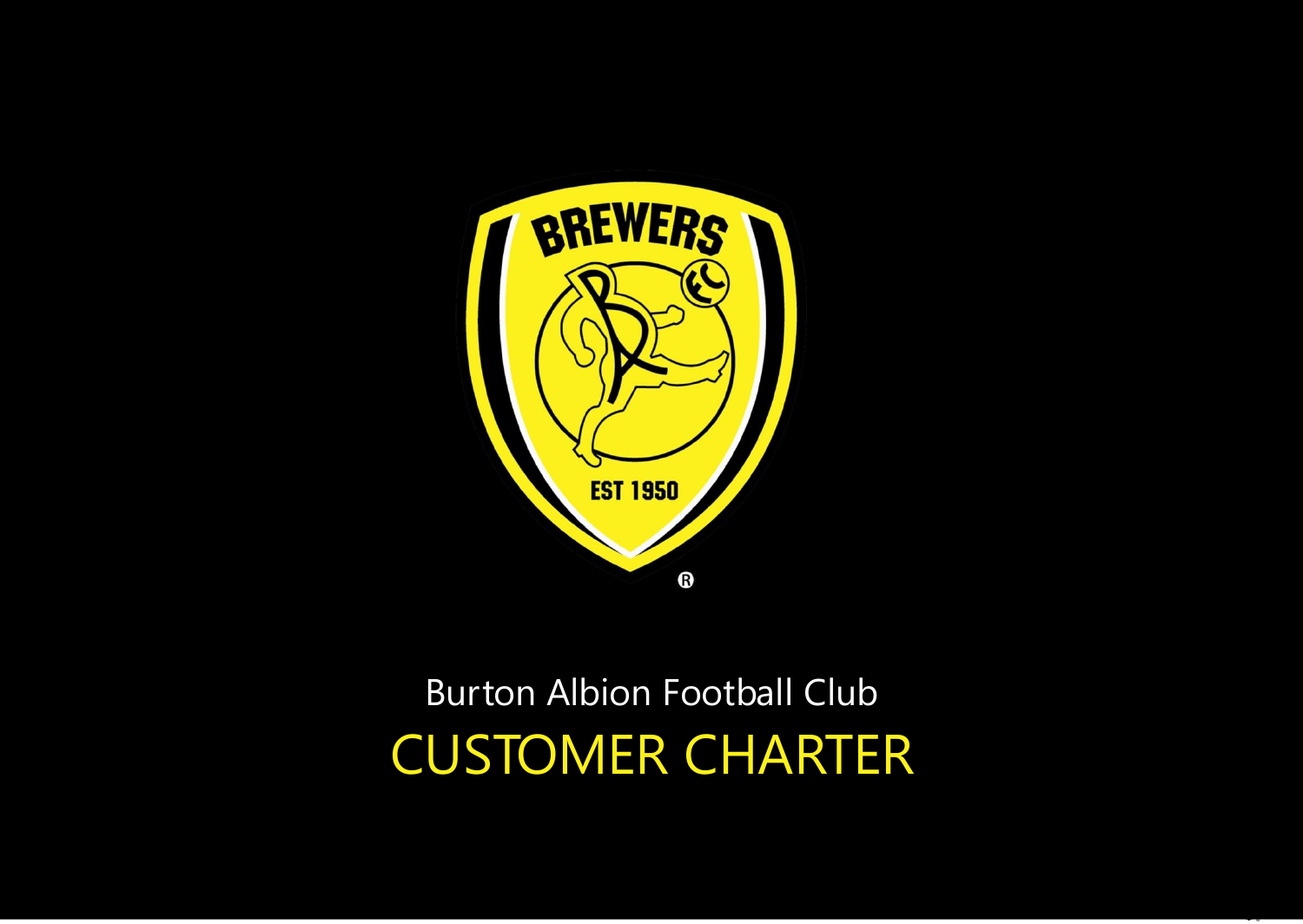Burton Albion Football Club

# CUSTOMER CHARTER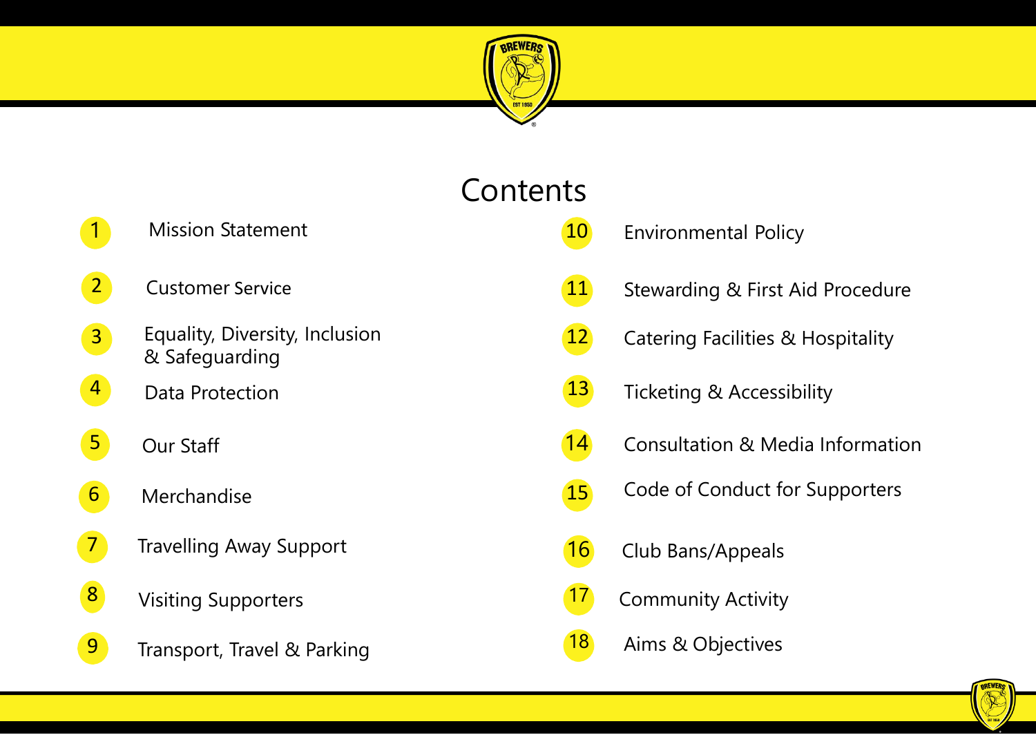# Contents

1. Mission Statement
2. Customer Service
3. Equality, Diversity, Inclusion & Safeguarding
4. Data Protection
5. Our Staff
6. Merchandise
7. Travelling Away Support
8. Visiting Supporters
9. Transport, Travel & Parking
10. Environmental Policy
11. Stewarding & First Aid Procedure
12. Catering Facilities & Hospitality
13. Ticketing & Accessibility
14. Consultation & Media Information
15. Code of Conduct for Supporters
16. Club Bans/Appeals
17. Community Activity
18. Aims & Objectives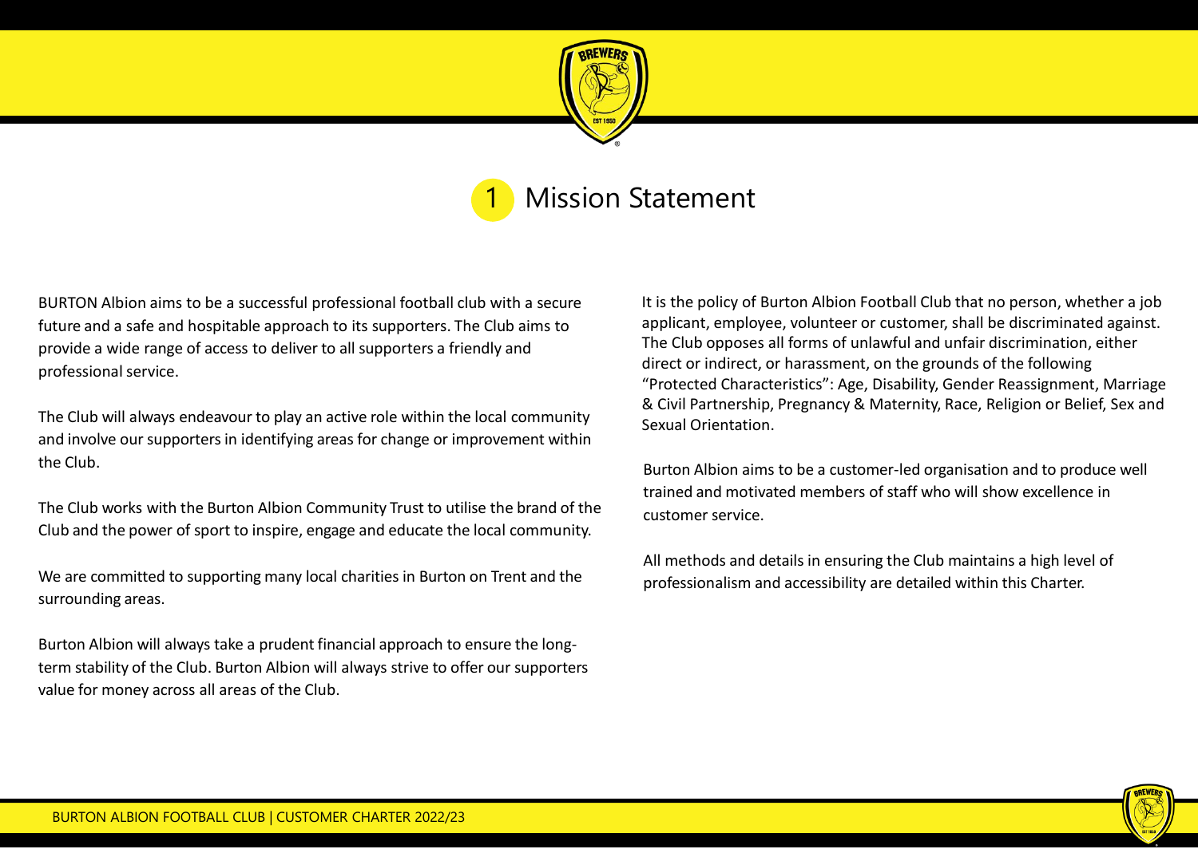# 1 Mission Statement

BURTON Albion aims to be a successful professional football club with a secure future and a safe and hospitable approach to its supporters. The Club aims to provide a wide range of access to deliver to all supporters a friendly and professional service.

The Club will always endeavour to play an active role within the local community and involve our supporters in identifying areas for change or improvement within the Club.

The Club works with the Burton Albion Community Trust to utilise the brand of the Club and the power of sport to inspire, engage and educate the local community.

We are committed to supporting many local charities in Burton on Trent and the surrounding areas.

Burton Albion will always take a prudent financial approach to ensure the long-term stability of the Club. Burton Albion will always strive to offer our supporters value for money across all areas of the Club.

It is the policy of Burton Albion Football Club that no person, whether a job applicant, employee, volunteer or customer, shall be discriminated against. The Club opposes all forms of unlawful and unfair discrimination, either direct or indirect, or harassment, on the grounds of the following "Protected Characteristics": Age, Disability, Gender Reassignment, Marriage & Civil Partnership, Pregnancy & Maternity, Race, Religion or Belief, Sex and Sexual Orientation.

Burton Albion aims to be a customer-led organisation and to produce well trained and motivated members of staff who will show excellence in customer service.

All methods and details in ensuring the Club maintains a high level of professionalism and accessibility are detailed within this Charter.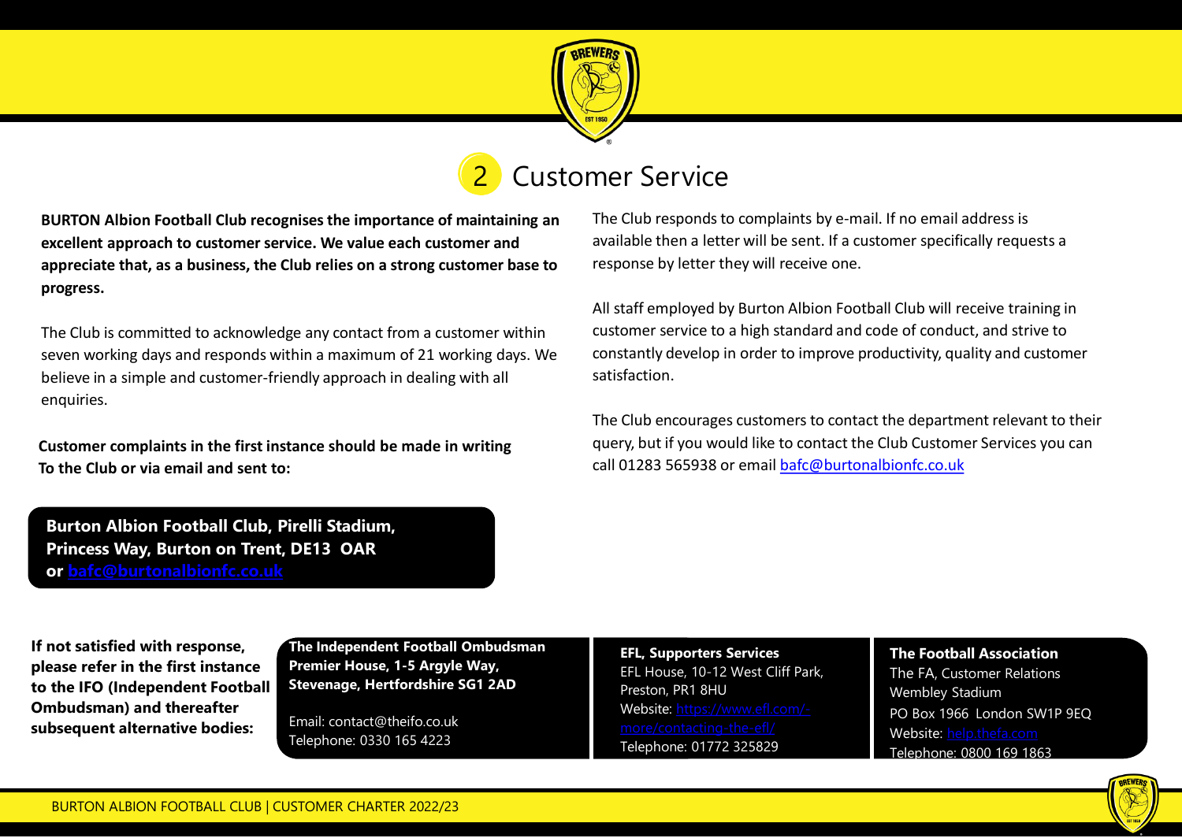## 2 Customer Service

**BURTON Albion Football Club recognises the importance of maintaining an excellent approach to customer service. We value each customer and appreciate that, as a business, the Club relies on a strong customer base to progress.**

The Club is committed to acknowledge any contact from a customer within seven working days and responds within a maximum of 21 working days. We believe in a simple and customer-friendly approach in dealing with all enquiries.

**Customer complaints in the first instance should be made in writing To the Club or via email and sent to:**

**Burton Albion Football Club, Pirelli Stadium, Princess Way, Burton on Trent, DE13 OAR or bafc@burtonalbionfc.co.uk**

The Club responds to complaints by e-mail. If no email address is available then a letter will be sent. If a customer specifically requests a response by letter they will receive one.

All staff employed by Burton Albion Football Club will receive training in customer service to a high standard and code of conduct, and strive to constantly develop in order to improve productivity, quality and customer satisfaction.

The Club encourages customers to contact the department relevant to their query, but if you would like to contact the Club Customer Services you can call 01283 565938 or email bafc@burtonalbionfc.co.uk

**If not satisfied with response, please refer in the first instance to the IFO (Independent Football Ombudsman) and thereafter subsequent alternative bodies:**

**The Independent Football Ombudsman**
**Premier House, 1-5 Argyle Way, Stevenage, Hertfordshire SG1 2AD**

Email: contact@theifo.co.uk
Telephone: 0330 165 4223

**EFL, Supporters Services**
EFL House, 10-12 West Cliff Park, Preston, PR1 8HU
Website: https://www.efl.com/-more/contacting-the-efl/
Telephone: 01772 325829

**The Football Association**
The FA, Customer Relations
Wembley Stadium
PO Box 1966 London SW1P 9EQ
Website: help.thefa.com
Telephone: 0800 169 1863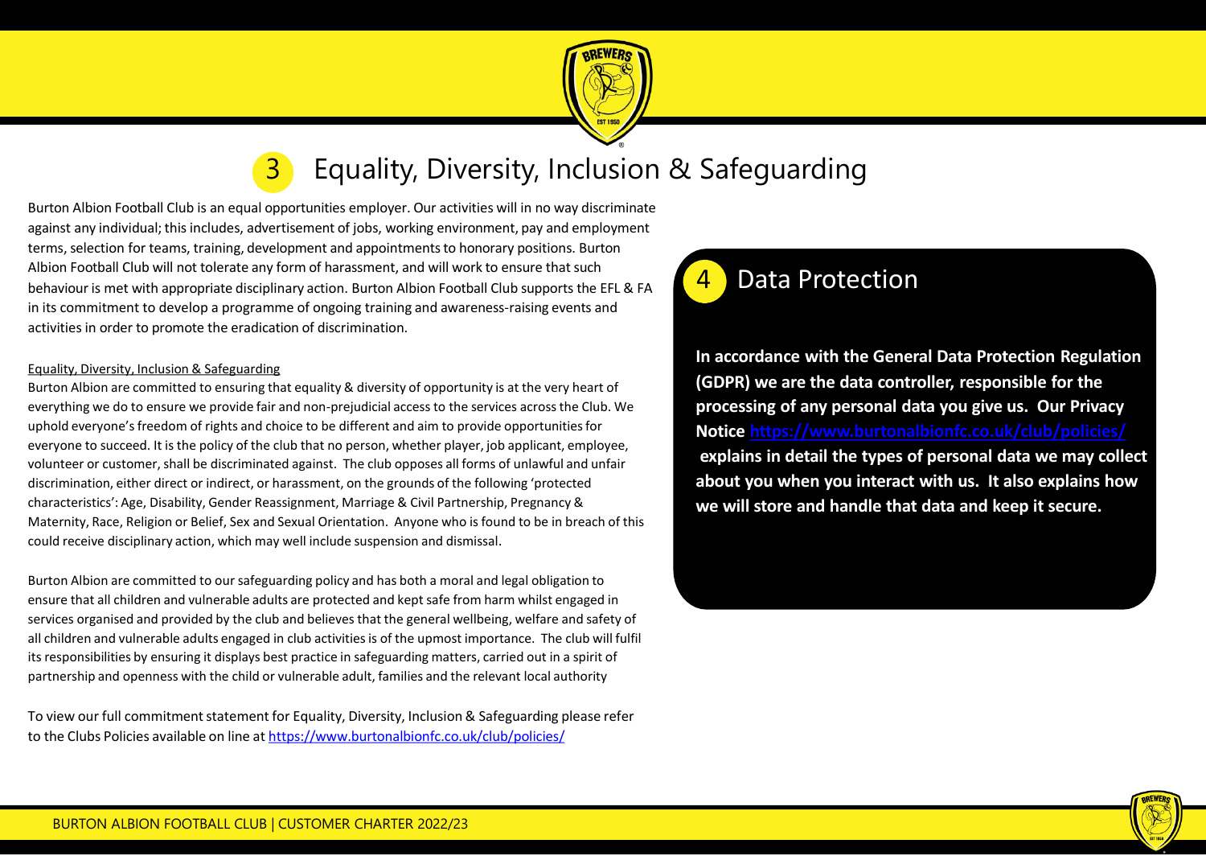# 3 Equality, Diversity, Inclusion & Safeguarding

Burton Albion Football Club is an equal opportunities employer. Our activities will in no way discriminate against any individual; this includes, advertisement of jobs, working environment, pay and employment terms, selection for teams, training, development and appointments to honorary positions. Burton Albion Football Club will not tolerate any form of harassment, and will work to ensure that such behaviour is met with appropriate disciplinary action. Burton Albion Football Club supports the EFL & FA in its commitment to develop a programme of ongoing training and awareness-raising events and activities in order to promote the eradication of discrimination.

Equality, Diversity, Inclusion & Safeguarding

Burton Albion are committed to ensuring that equality & diversity of opportunity is at the very heart of everything we do to ensure we provide fair and non-prejudicial access to the services across the Club. We uphold everyone's freedom of rights and choice to be different and aim to provide opportunities for everyone to succeed. It is the policy of the club that no person, whether player, job applicant, employee, volunteer or customer, shall be discriminated against. The club opposes all forms of unlawful and unfair discrimination, either direct or indirect, or harassment, on the grounds of the following 'protected characteristics': Age, Disability, Gender Reassignment, Marriage & Civil Partnership, Pregnancy & Maternity, Race, Religion or Belief, Sex and Sexual Orientation. Anyone who is found to be in breach of this could receive disciplinary action, which may well include suspension and dismissal.

Burton Albion are committed to our safeguarding policy and has both a moral and legal obligation to ensure that all children and vulnerable adults are protected and kept safe from harm whilst engaged in services organised and provided by the club and believes that the general wellbeing, welfare and safety of all children and vulnerable adults engaged in club activities is of the upmost importance. The club will fulfil its responsibilities by ensuring it displays best practice in safeguarding matters, carried out in a spirit of partnership and openness with the child or vulnerable adult, families and the relevant local authority

To view our full commitment statement for Equality, Diversity, Inclusion & Safeguarding please refer to the Clubs Policies available on line at https://www.burtonalbionfc.co.uk/club/policies/

# 4 Data Protection

**In accordance with the General Data Protection Regulation (GDPR) we are the data controller, responsible for the processing of any personal data you give us. Our Privacy Notice https://www.burtonalbionfc.co.uk/club/policies/ explains in detail the types of personal data we may collect about you when you interact with us. It also explains how we will store and handle that data and keep it secure.**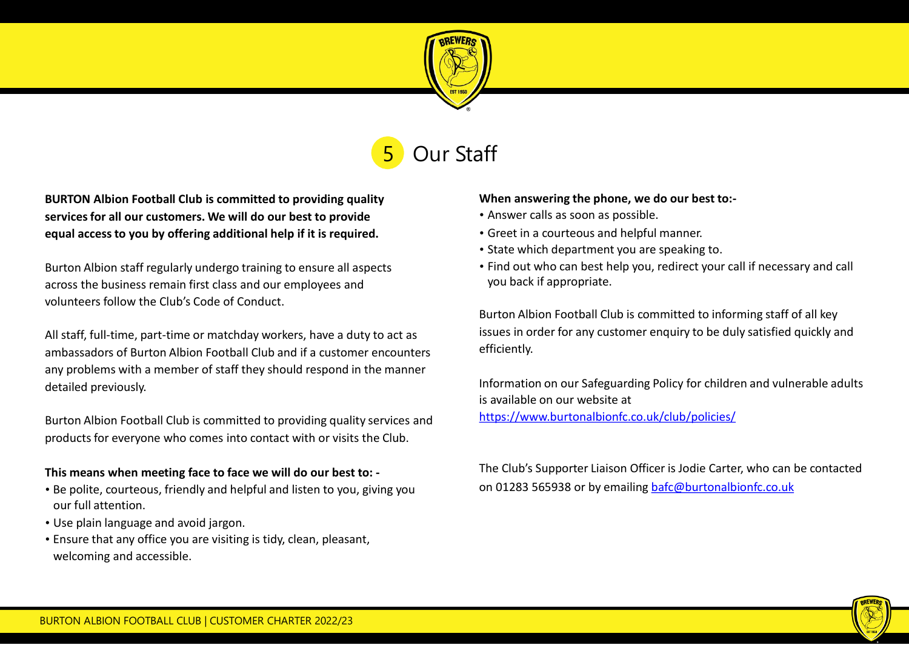# 5 Our Staff

**BURTON Albion Football Club is committed to providing quality services for all our customers. We will do our best to provide equal access to you by offering additional help if it is required.**

Burton Albion staff regularly undergo training to ensure all aspects across the business remain first class and our employees and volunteers follow the Club's Code of Conduct.

All staff, full-time, part-time or matchday workers, have a duty to act as ambassadors of Burton Albion Football Club and if a customer encounters any problems with a member of staff they should respond in the manner detailed previously.

Burton Albion Football Club is committed to providing quality services and products for everyone who comes into contact with or visits the Club.

**This means when meeting face to face we will do our best to: -**

- Be polite, courteous, friendly and helpful and listen to you, giving you our full attention.
- Use plain language and avoid jargon.
- Ensure that any office you are visiting is tidy, clean, pleasant, welcoming and accessible.

**When answering the phone, we do our best to:-**

- Answer calls as soon as possible.
- Greet in a courteous and helpful manner.
- State which department you are speaking to.
- Find out who can best help you, redirect your call if necessary and call you back if appropriate.

Burton Albion Football Club is committed to informing staff of all key issues in order for any customer enquiry to be duly satisfied quickly and efficiently.

Information on our Safeguarding Policy for children and vulnerable adults is available on our website at https://www.burtonalbionfc.co.uk/club/policies/

The Club's Supporter Liaison Officer is Jodie Carter, who can be contacted on 01283 565938 or by emailing bafc@burtonalbionfc.co.uk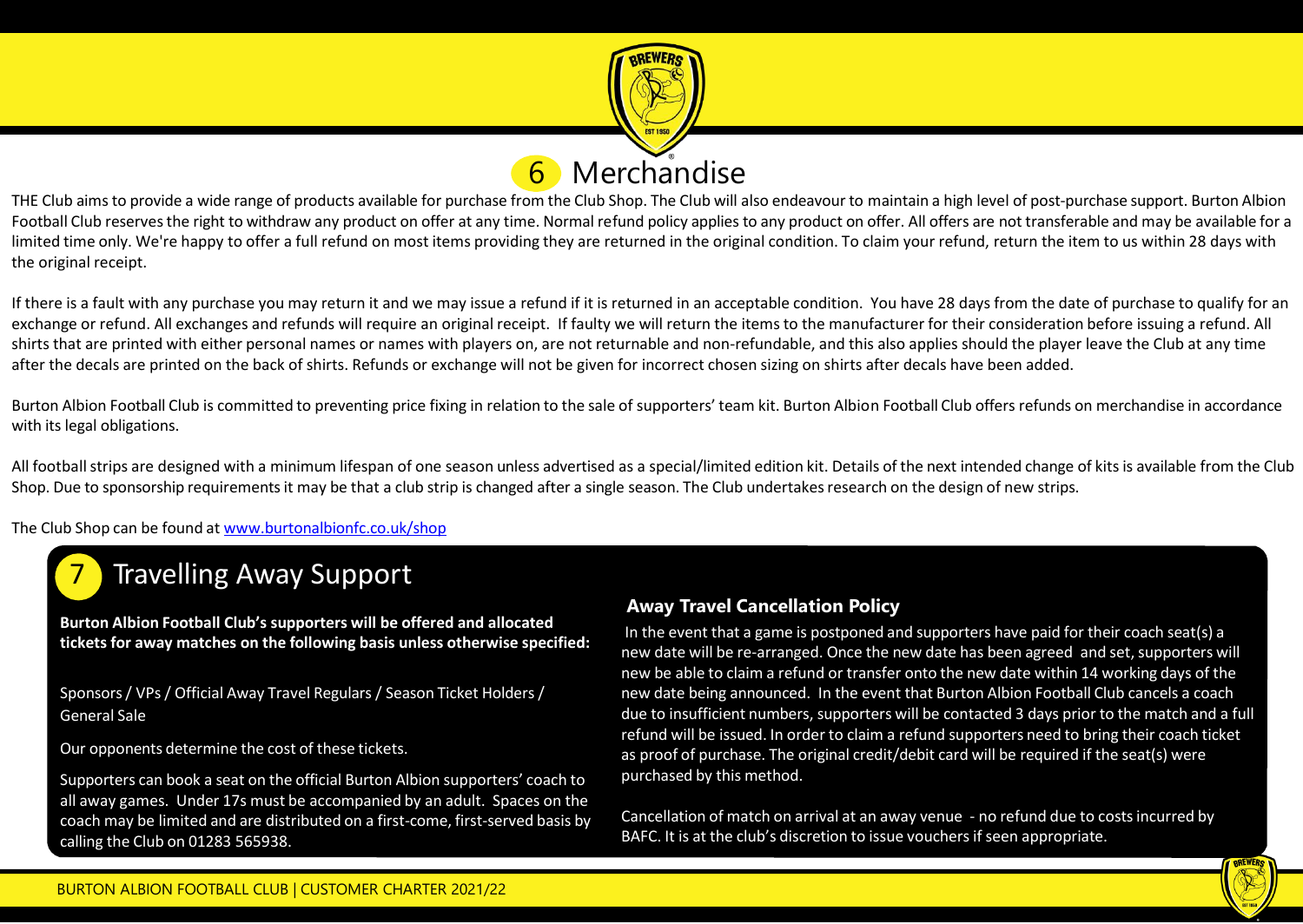# 6 Merchandise

THE Club aims to provide a wide range of products available for purchase from the Club Shop. The Club will also endeavour to maintain a high level of post-purchase support. Burton Albion Football Club reserves the right to withdraw any product on offer at any time. Normal refund policy applies to any product on offer. All offers are not transferable and may be available for a limited time only. We're happy to offer a full refund on most items providing they are returned in the original condition. To claim your refund, return the item to us within 28 days with the original receipt.

If there is a fault with any purchase you may return it and we may issue a refund if it is returned in an acceptable condition. You have 28 days from the date of purchase to qualify for an exchange or refund. All exchanges and refunds will require an original receipt. If faulty we will return the items to the manufacturer for their consideration before issuing a refund. All shirts that are printed with either personal names or names with players on, are not returnable and non-refundable, and this also applies should the player leave the Club at any time after the decals are printed on the back of shirts. Refunds or exchange will not be given for incorrect chosen sizing on shirts after decals have been added.

Burton Albion Football Club is committed to preventing price fixing in relation to the sale of supporters' team kit. Burton Albion Football Club offers refunds on merchandise in accordance with its legal obligations.

All football strips are designed with a minimum lifespan of one season unless advertised as a special/limited edition kit. Details of the next intended change of kits is available from the Club Shop. Due to sponsorship requirements it may be that a club strip is changed after a single season. The Club undertakes research on the design of new strips.

The Club Shop can be found at [www.burtonalbionfc.co.uk/shop](http://www.burtonalbionfc.co.uk/shop)

# 7 Travelling Away Support

**Burton Albion Football Club's supporters will be offered and allocated tickets for away matches on the following basis unless otherwise specified:**

Sponsors / VPs / Official Away Travel Regulars / Season Ticket Holders / General Sale

Our opponents determine the cost of these tickets.

Supporters can book a seat on the official Burton Albion supporters' coach to all away games. Under 17s must be accompanied by an adult. Spaces on the coach may be limited and are distributed on a first-come, first-served basis by calling the Club on 01283 565938.

### Away Travel Cancellation Policy

In the event that a game is postponed and supporters have paid for their coach seat(s) a new date will be re-arranged. Once the new date has been agreed and set, supporters will new be able to claim a refund or transfer onto the new date within 14 working days of the new date being announced. In the event that Burton Albion Football Club cancels a coach due to insufficient numbers, supporters will be contacted 3 days prior to the match and a full refund will be issued. In order to claim a refund supporters need to bring their coach ticket as proof of purchase. The original credit/debit card will be required if the seat(s) were purchased by this method.

Cancellation of match on arrival at an away venue - no refund due to costs incurred by BAFC. It is at the club's discretion to issue vouchers if seen appropriate.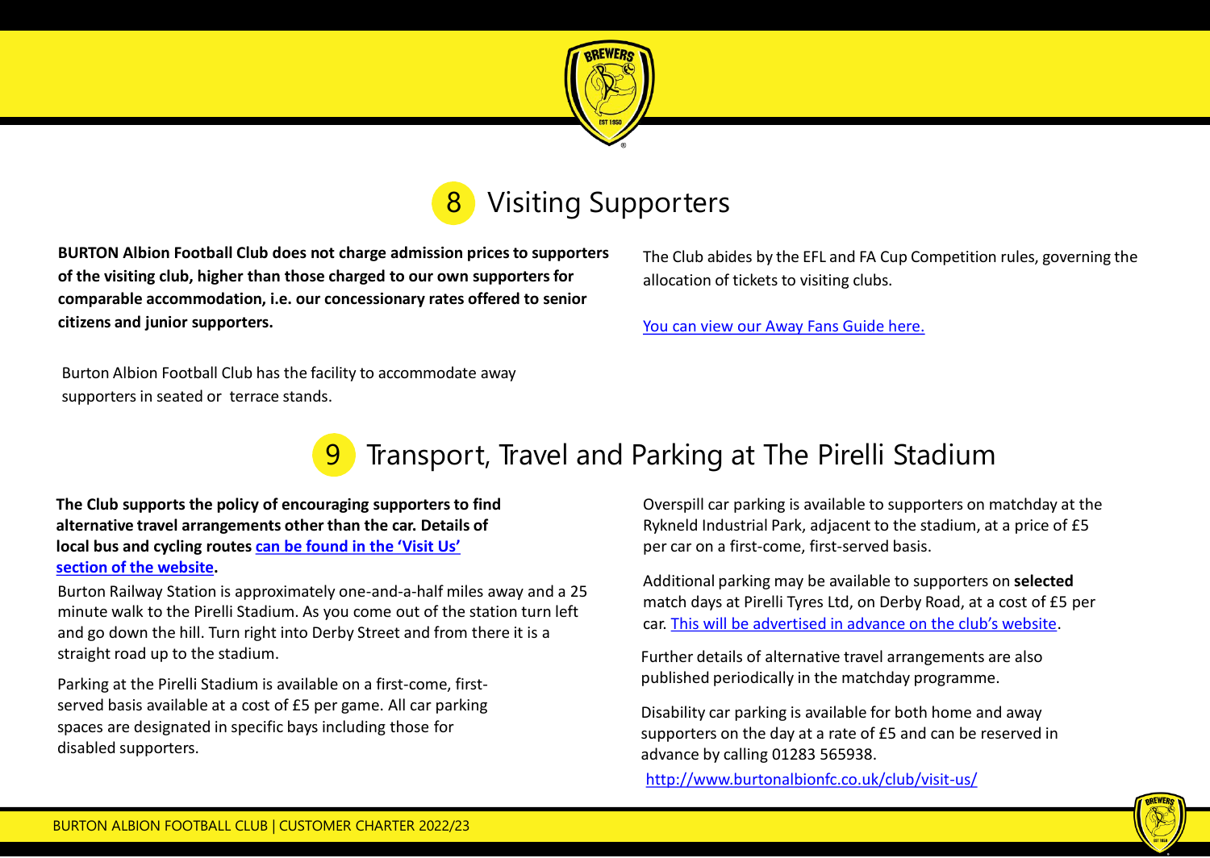## 8 Visiting Supporters

**BURTON Albion Football Club does not charge admission prices to supporters of the visiting club, higher than those charged to our own supporters for comparable accommodation, i.e. our concessionary rates offered to senior citizens and junior supporters.**

Burton Albion Football Club has the facility to accommodate away supporters in seated or terrace stands.

The Club abides by the EFL and FA Cup Competition rules, governing the allocation of tickets to visiting clubs.

You can view our Away Fans Guide here.

## 9 Transport, Travel and Parking at The Pirelli Stadium

**The Club supports the policy of encouraging supporters to find alternative travel arrangements other than the car. Details of local bus and cycling routes can be found in the 'Visit Us' section of the website.**

Burton Railway Station is approximately one-and-a-half miles away and a 25 minute walk to the Pirelli Stadium. As you come out of the station turn left and go down the hill. Turn right into Derby Street and from there it is a straight road up to the stadium.

Parking at the Pirelli Stadium is available on a first-come, first-served basis available at a cost of £5 per game. All car parking spaces are designated in specific bays including those for disabled supporters.

Overspill car parking is available to supporters on matchday at the Rykneld Industrial Park, adjacent to the stadium, at a price of £5 per car on a first-come, first-served basis.

Additional parking may be available to supporters on **selected** match days at Pirelli Tyres Ltd, on Derby Road, at a cost of £5 per car. This will be advertised in advance on the club's website.

Further details of alternative travel arrangements are also published periodically in the matchday programme.

Disability car parking is available for both home and away supporters on the day at a rate of £5 and can be reserved in advance by calling 01283 565938.

http://www.burtonalbionfc.co.uk/club/visit-us/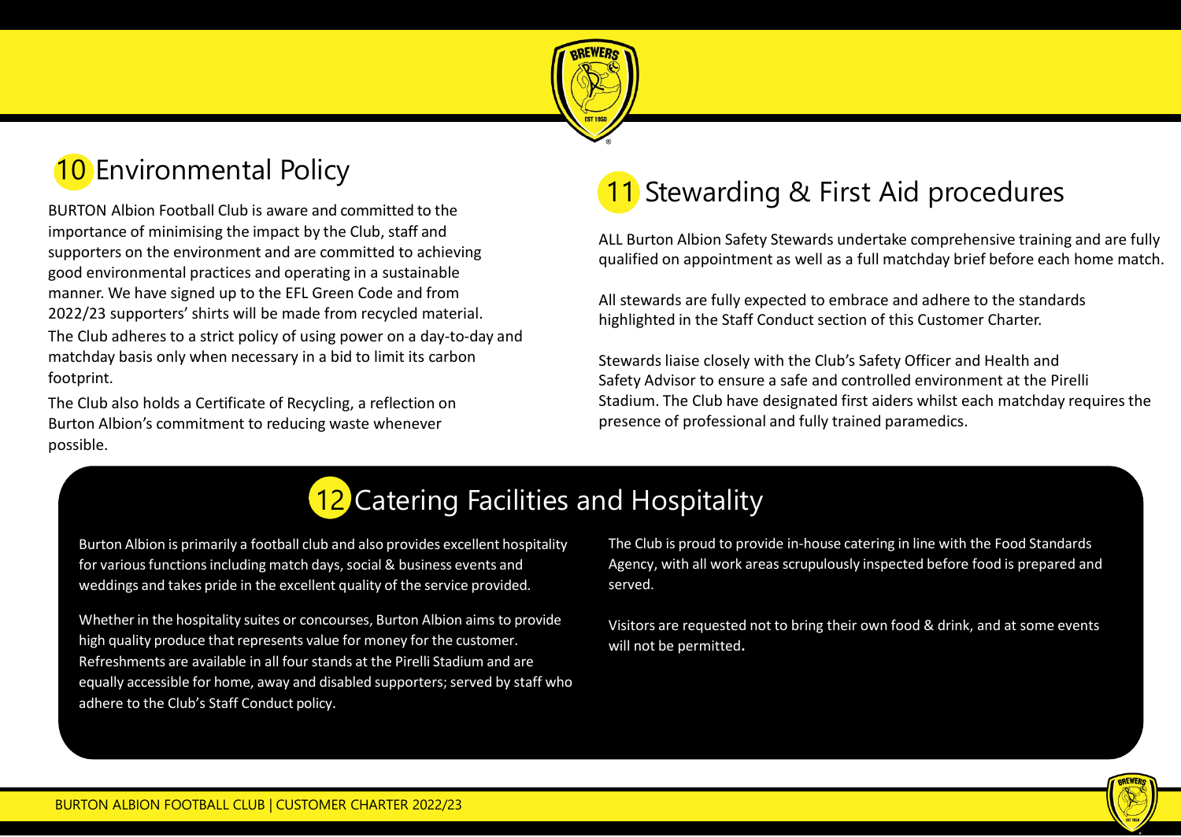## 10 Environmental Policy

BURTON Albion Football Club is aware and committed to the importance of minimising the impact by the Club, staff and supporters on the environment and are committed to achieving good environmental practices and operating in a sustainable manner. We have signed up to the EFL Green Code and from 2022/23 supporters' shirts will be made from recycled material.

The Club adheres to a strict policy of using power on a day-to-day and matchday basis only when necessary in a bid to limit its carbon footprint.

The Club also holds a Certificate of Recycling, a reflection on Burton Albion's commitment to reducing waste whenever possible.

## 11 Stewarding & First Aid procedures

ALL Burton Albion Safety Stewards undertake comprehensive training and are fully qualified on appointment as well as a full matchday brief before each home match.

All stewards are fully expected to embrace and adhere to the standards highlighted in the Staff Conduct section of this Customer Charter.

Stewards liaise closely with the Club's Safety Officer and Health and Safety Advisor to ensure a safe and controlled environment at the Pirelli Stadium. The Club have designated first aiders whilst each matchday requires the presence of professional and fully trained paramedics.

## 12 Catering Facilities and Hospitality

Burton Albion is primarily a football club and also provides excellent hospitality for various functions including match days, social & business events and weddings and takes pride in the excellent quality of the service provided.

Whether in the hospitality suites or concourses, Burton Albion aims to provide high quality produce that represents value for money for the customer. Refreshments are available in all four stands at the Pirelli Stadium and are equally accessible for home, away and disabled supporters; served by staff who adhere to the Club's Staff Conduct policy.

The Club is proud to provide in-house catering in line with the Food Standards Agency, with all work areas scrupulously inspected before food is prepared and served.

Visitors are requested not to bring their own food & drink, and at some events will not be permitted.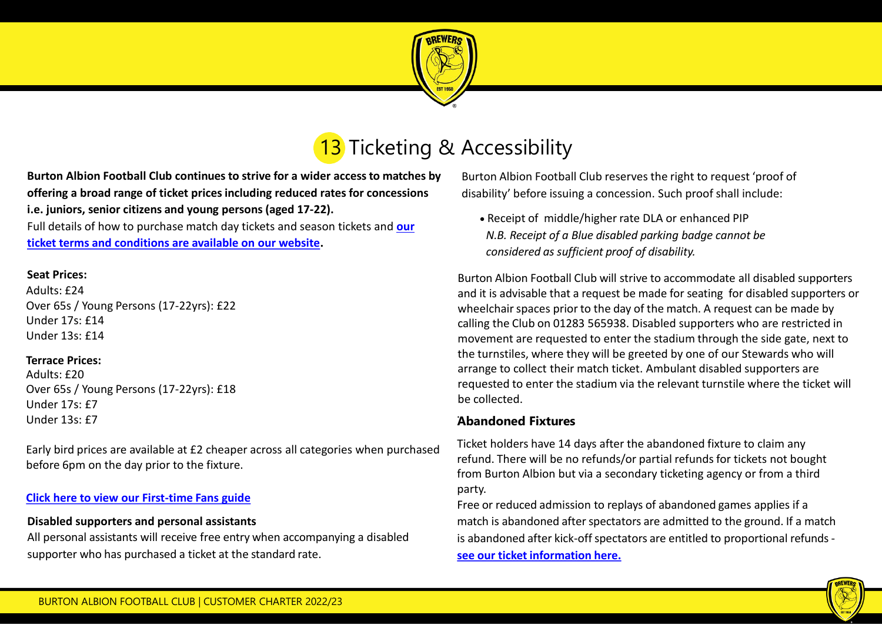# 13 Ticketing & Accessibility

**Burton Albion Football Club continues to strive for a wider access to matches by offering a broad range of ticket prices including reduced rates for concessions i.e. juniors, senior citizens and young persons (aged 17-22).**
Full details of how to purchase match day tickets and season tickets and **our ticket terms and conditions are available on our website**.

**Seat Prices:**
Adults: £24
Over 65s / Young Persons (17-22yrs): £22
Under 17s: £14
Under 13s: £14

**Terrace Prices:**
Adults: £20
Over 65s / Young Persons (17-22yrs): £18
Under 17s: £7
Under 13s: £7

Early bird prices are available at £2 cheaper across all categories when purchased before 6pm on the day prior to the fixture.

**Click here to view our First-time Fans guide**

**Disabled supporters and personal assistants**
All personal assistants will receive free entry when accompanying a disabled supporter who has purchased a ticket at the standard rate.

Burton Albion Football Club reserves the right to request 'proof of disability' before issuing a concession. Such proof shall include:

- Receipt of middle/higher rate DLA or enhanced PIP
  *N.B. Receipt of a Blue disabled parking badge cannot be considered as sufficient proof of disability.*

Burton Albion Football Club will strive to accommodate all disabled supporters and it is advisable that a request be made for seating for disabled supporters or wheelchair spaces prior to the day of the match. A request can be made by calling the Club on 01283 565938. Disabled supporters who are restricted in movement are requested to enter the stadium through the side gate, next to the turnstiles, where they will be greeted by one of our Stewards who will arrange to collect their match ticket. Ambulant disabled supporters are requested to enter the stadium via the relevant turnstile where the ticket will be collected.

**Abandoned Fixtures**

Ticket holders have 14 days after the abandoned fixture to claim any refund. There will be no refunds/or partial refunds for tickets not bought from Burton Albion but via a secondary ticketing agency or from a third party.
Free or reduced admission to replays of abandoned games applies if a match is abandoned after spectators are admitted to the ground. If a match is abandoned after kick-off spectators are entitled to proportional refunds - **see our ticket information here.**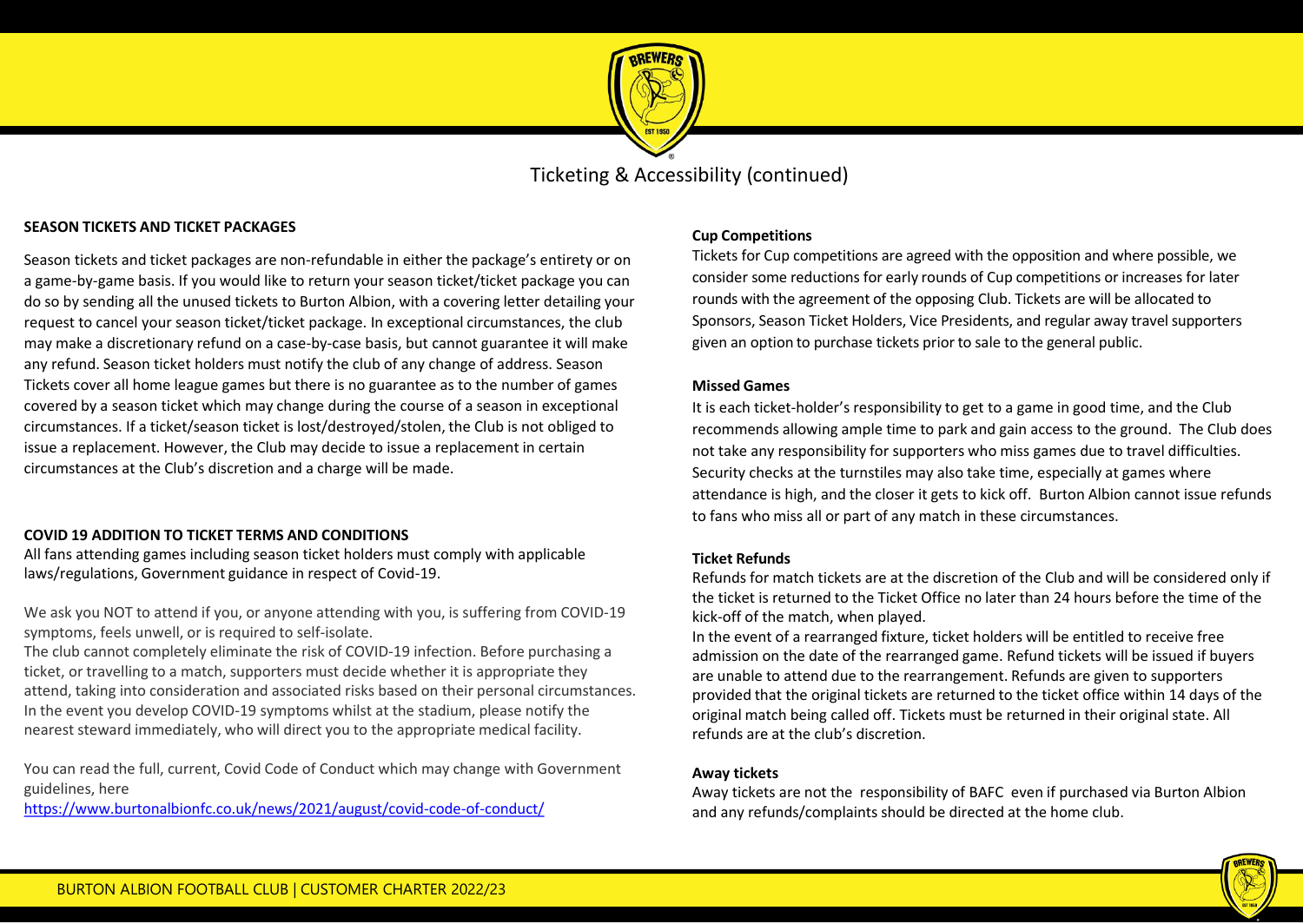# Ticketing & Accessibility (continued)

## SEASON TICKETS AND TICKET PACKAGES

Season tickets and ticket packages are non-refundable in either the package's entirety or on a game-by-game basis. If you would like to return your season ticket/ticket package you can do so by sending all the unused tickets to Burton Albion, with a covering letter detailing your request to cancel your season ticket/ticket package. In exceptional circumstances, the club may make a discretionary refund on a case-by-case basis, but cannot guarantee it will make any refund. Season ticket holders must notify the club of any change of address. Season Tickets cover all home league games but there is no guarantee as to the number of games covered by a season ticket which may change during the course of a season in exceptional circumstances. If a ticket/season ticket is lost/destroyed/stolen, the Club is not obliged to issue a replacement. However, the Club may decide to issue a replacement in certain circumstances at the Club's discretion and a charge will be made.

## COVID 19 ADDITION TO TICKET TERMS AND CONDITIONS

All fans attending games including season ticket holders must comply with applicable laws/regulations, Government guidance in respect of Covid-19.

We ask you NOT to attend if you, or anyone attending with you, is suffering from COVID-19 symptoms, feels unwell, or is required to self-isolate.

The club cannot completely eliminate the risk of COVID-19 infection. Before purchasing a ticket, or travelling to a match, supporters must decide whether it is appropriate they attend, taking into consideration and associated risks based on their personal circumstances. In the event you develop COVID-19 symptoms whilst at the stadium, please notify the nearest steward immediately, who will direct you to the appropriate medical facility.

You can read the full, current, Covid Code of Conduct which may change with Government guidelines, here

https://www.burtonalbionfc.co.uk/news/2021/august/covid-code-of-conduct/

### Cup Competitions

Tickets for Cup competitions are agreed with the opposition and where possible, we consider some reductions for early rounds of Cup competitions or increases for later rounds with the agreement of the opposing Club. Tickets are will be allocated to Sponsors, Season Ticket Holders, Vice Presidents, and regular away travel supporters given an option to purchase tickets prior to sale to the general public.

### Missed Games

It is each ticket-holder's responsibility to get to a game in good time, and the Club recommends allowing ample time to park and gain access to the ground. The Club does not take any responsibility for supporters who miss games due to travel difficulties. Security checks at the turnstiles may also take time, especially at games where attendance is high, and the closer it gets to kick off. Burton Albion cannot issue refunds to fans who miss all or part of any match in these circumstances.

### Ticket Refunds

Refunds for match tickets are at the discretion of the Club and will be considered only if the ticket is returned to the Ticket Office no later than 24 hours before the time of the kick-off of the match, when played.

In the event of a rearranged fixture, ticket holders will be entitled to receive free admission on the date of the rearranged game. Refund tickets will be issued if buyers are unable to attend due to the rearrangement. Refunds are given to supporters provided that the original tickets are returned to the ticket office within 14 days of the original match being called off. Tickets must be returned in their original state. All refunds are at the club's discretion.

### Away tickets

Away tickets are not the responsibility of BAFC even if purchased via Burton Albion and any refunds/complaints should be directed at the home club.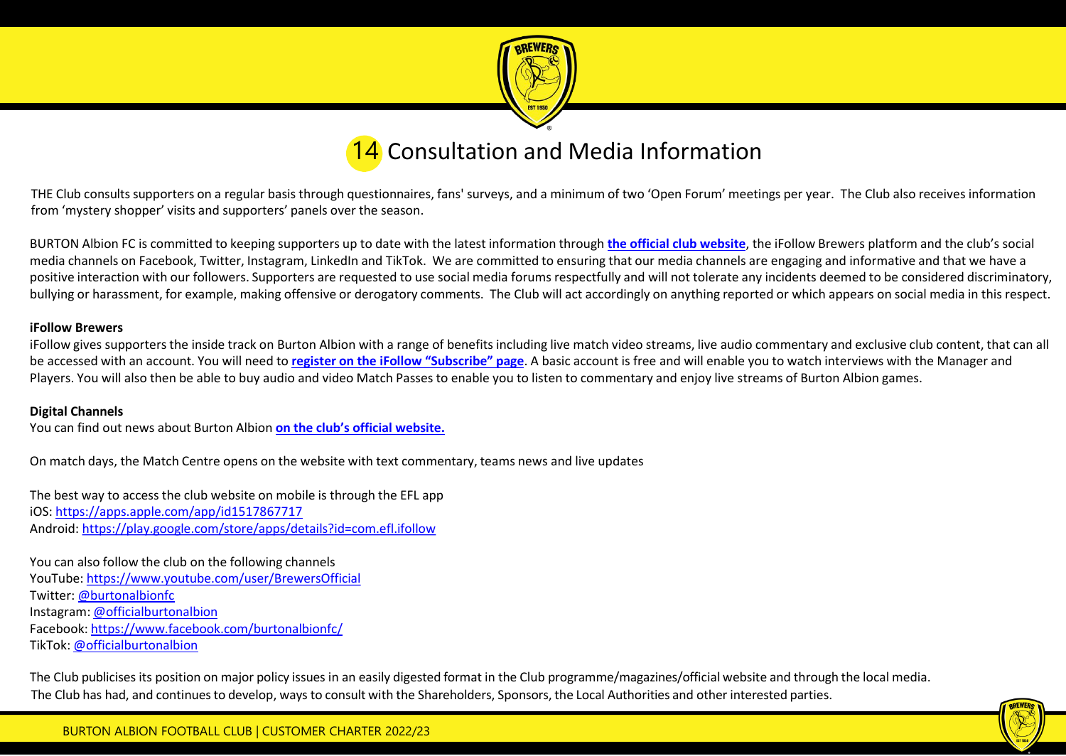# 14 Consultation and Media Information

THE Club consults supporters on a regular basis through questionnaires, fans' surveys, and a minimum of two 'Open Forum' meetings per year. The Club also receives information from 'mystery shopper' visits and supporters' panels over the season.

BURTON Albion FC is committed to keeping supporters up to date with the latest information through **the official club website**, the iFollow Brewers platform and the club's social media channels on Facebook, Twitter, Instagram, LinkedIn and TikTok. We are committed to ensuring that our media channels are engaging and informative and that we have a positive interaction with our followers. Supporters are requested to use social media forums respectfully and will not tolerate any incidents deemed to be considered discriminatory, bullying or harassment, for example, making offensive or derogatory comments. The Club will act accordingly on anything reported or which appears on social media in this respect.

**iFollow Brewers**

iFollow gives supporters the inside track on Burton Albion with a range of benefits including live match video streams, live audio commentary and exclusive club content, that can all be accessed with an account. You will need to **register on the iFollow "Subscribe" page**. A basic account is free and will enable you to watch interviews with the Manager and Players. You will also then be able to buy audio and video Match Passes to enable you to listen to commentary and enjoy live streams of Burton Albion games.

**Digital Channels**

You can find out news about Burton Albion **on the club's official website.**

On match days, the Match Centre opens on the website with text commentary, teams news and live updates

The best way to access the club website on mobile is through the EFL app
iOS: https://apps.apple.com/app/id1517867717
Android: https://play.google.com/store/apps/details?id=com.efl.ifollow

You can also follow the club on the following channels
YouTube: https://www.youtube.com/user/BrewersOfficial
Twitter: @burtonalbionfc
Instagram: @officialburtonalbion
Facebook: https://www.facebook.com/burtonalbionfc/
TikTok: @officialburtonalbion

The Club publicises its position on major policy issues in an easily digested format in the Club programme/magazines/official website and through the local media.
The Club has had, and continues to develop, ways to consult with the Shareholders, Sponsors, the Local Authorities and other interested parties.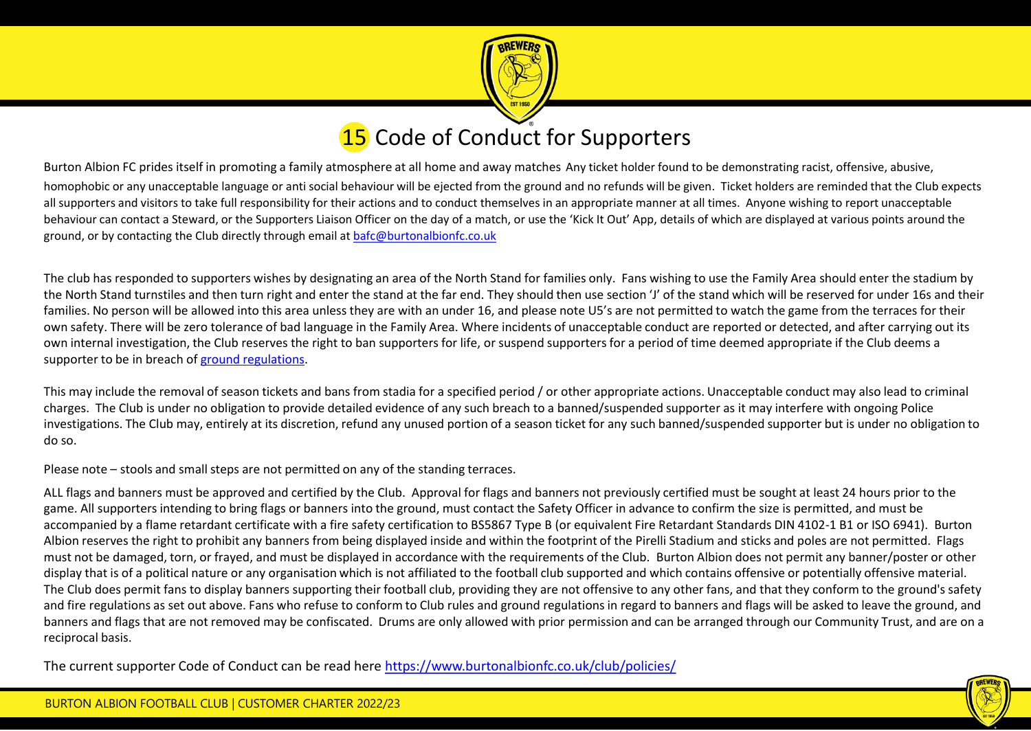# 15 Code of Conduct for Supporters

Burton Albion FC prides itself in promoting a family atmosphere at all home and away matches Any ticket holder found to be demonstrating racist, offensive, abusive, homophobic or any unacceptable language or anti social behaviour will be ejected from the ground and no refunds will be given. Ticket holders are reminded that the Club expects all supporters and visitors to take full responsibility for their actions and to conduct themselves in an appropriate manner at all times. Anyone wishing to report unacceptable behaviour can contact a Steward, or the Supporters Liaison Officer on the day of a match, or use the 'Kick It Out' App, details of which are displayed at various points around the ground, or by contacting the Club directly through email at [bafc@burtonalbionfc.co.uk](mailto:bafc@burtonalbionfc.co.uk)

The club has responded to supporters wishes by designating an area of the North Stand for families only. Fans wishing to use the Family Area should enter the stadium by the North Stand turnstiles and then turn right and enter the stand at the far end. They should then use section 'J' of the stand which will be reserved for under 16s and their families. No person will be allowed into this area unless they are with an under 16, and please note U5's are not permitted to watch the game from the terraces for their own safety. There will be zero tolerance of bad language in the Family Area. Where incidents of unacceptable conduct are reported or detected, and after carrying out its own internal investigation, the Club reserves the right to ban supporters for life, or suspend supporters for a period of time deemed appropriate if the Club deems a supporter to be in breach of ground regulations.

This may include the removal of season tickets and bans from stadia for a specified period / or other appropriate actions. Unacceptable conduct may also lead to criminal charges. The Club is under no obligation to provide detailed evidence of any such breach to a banned/suspended supporter as it may interfere with ongoing Police investigations. The Club may, entirely at its discretion, refund any unused portion of a season ticket for any such banned/suspended supporter but is under no obligation to do so.

Please note – stools and small steps are not permitted on any of the standing terraces.

ALL flags and banners must be approved and certified by the Club. Approval for flags and banners not previously certified must be sought at least 24 hours prior to the game. All supporters intending to bring flags or banners into the ground, must contact the Safety Officer in advance to confirm the size is permitted, and must be accompanied by a flame retardant certificate with a fire safety certification to BS5867 Type B (or equivalent Fire Retardant Standards DIN 4102-1 B1 or ISO 6941). Burton Albion reserves the right to prohibit any banners from being displayed inside and within the footprint of the Pirelli Stadium and sticks and poles are not permitted. Flags must not be damaged, torn, or frayed, and must be displayed in accordance with the requirements of the Club. Burton Albion does not permit any banner/poster or other display that is of a political nature or any organisation which is not affiliated to the football club supported and which contains offensive or potentially offensive material. The Club does permit fans to display banners supporting their football club, providing they are not offensive to any other fans, and that they conform to the ground's safety and fire regulations as set out above. Fans who refuse to conform to Club rules and ground regulations in regard to banners and flags will be asked to leave the ground, and banners and flags that are not removed may be confiscated. Drums are only allowed with prior permission and can be arranged through our Community Trust, and are on a reciprocal basis.

The current supporter Code of Conduct can be read here https://www.burtonalbionfc.co.uk/club/policies/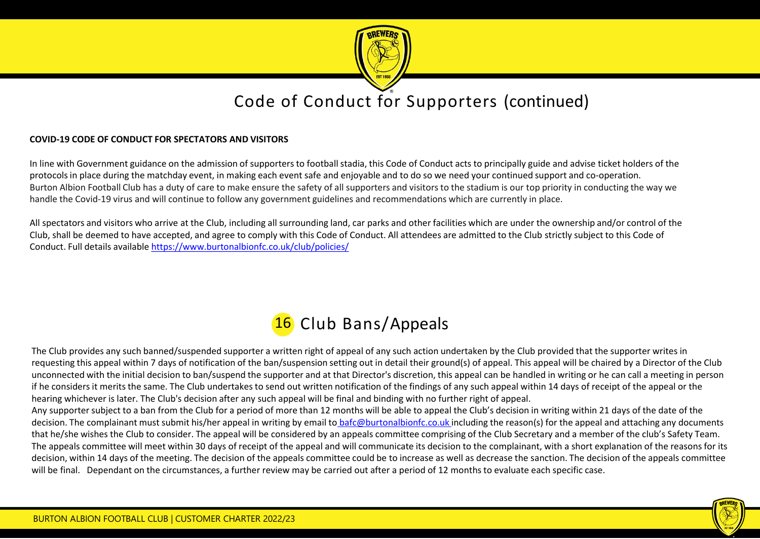# Code of Conduct for Supporters (continued)

**COVID-19 CODE OF CONDUCT FOR SPECTATORS AND VISITORS**

In line with Government guidance on the admission of supporters to football stadia, this Code of Conduct acts to principally guide and advise ticket holders of the protocols in place during the matchday event, in making each event safe and enjoyable and to do so we need your continued support and co-operation. Burton Albion Football Club has a duty of care to make ensure the safety of all supporters and visitors to the stadium is our top priority in conducting the way we handle the Covid-19 virus and will continue to follow any government guidelines and recommendations which are currently in place.

All spectators and visitors who arrive at the Club, including all surrounding land, car parks and other facilities which are under the ownership and/or control of the Club, shall be deemed to have accepted, and agree to comply with this Code of Conduct. All attendees are admitted to the Club strictly subject to this Code of Conduct. Full details available https://www.burtonalbionfc.co.uk/club/policies/

## 16 Club Bans/Appeals

The Club provides any such banned/suspended supporter a written right of appeal of any such action undertaken by the Club provided that the supporter writes in requesting this appeal within 7 days of notification of the ban/suspension setting out in detail their ground(s) of appeal. This appeal will be chaired by a Director of the Club unconnected with the initial decision to ban/suspend the supporter and at that Director's discretion, this appeal can be handled in writing or he can call a meeting in person if he considers it merits the same. The Club undertakes to send out written notification of the findings of any such appeal within 14 days of receipt of the appeal or the hearing whichever is later. The Club's decision after any such appeal will be final and binding with no further right of appeal.

Any supporter subject to a ban from the Club for a period of more than 12 months will be able to appeal the Club's decision in writing within 21 days of the date of the decision. The complainant must submit his/her appeal in writing by email to bafc@burtonalbionfc.co.uk including the reason(s) for the appeal and attaching any documents that he/she wishes the Club to consider. The appeal will be considered by an appeals committee comprising of the Club Secretary and a member of the club's Safety Team. The appeals committee will meet within 30 days of receipt of the appeal and will communicate its decision to the complainant, with a short explanation of the reasons for its decision, within 14 days of the meeting. The decision of the appeals committee could be to increase as well as decrease the sanction. The decision of the appeals committee will be final. Dependant on the circumstances, a further review may be carried out after a period of 12 months to evaluate each specific case.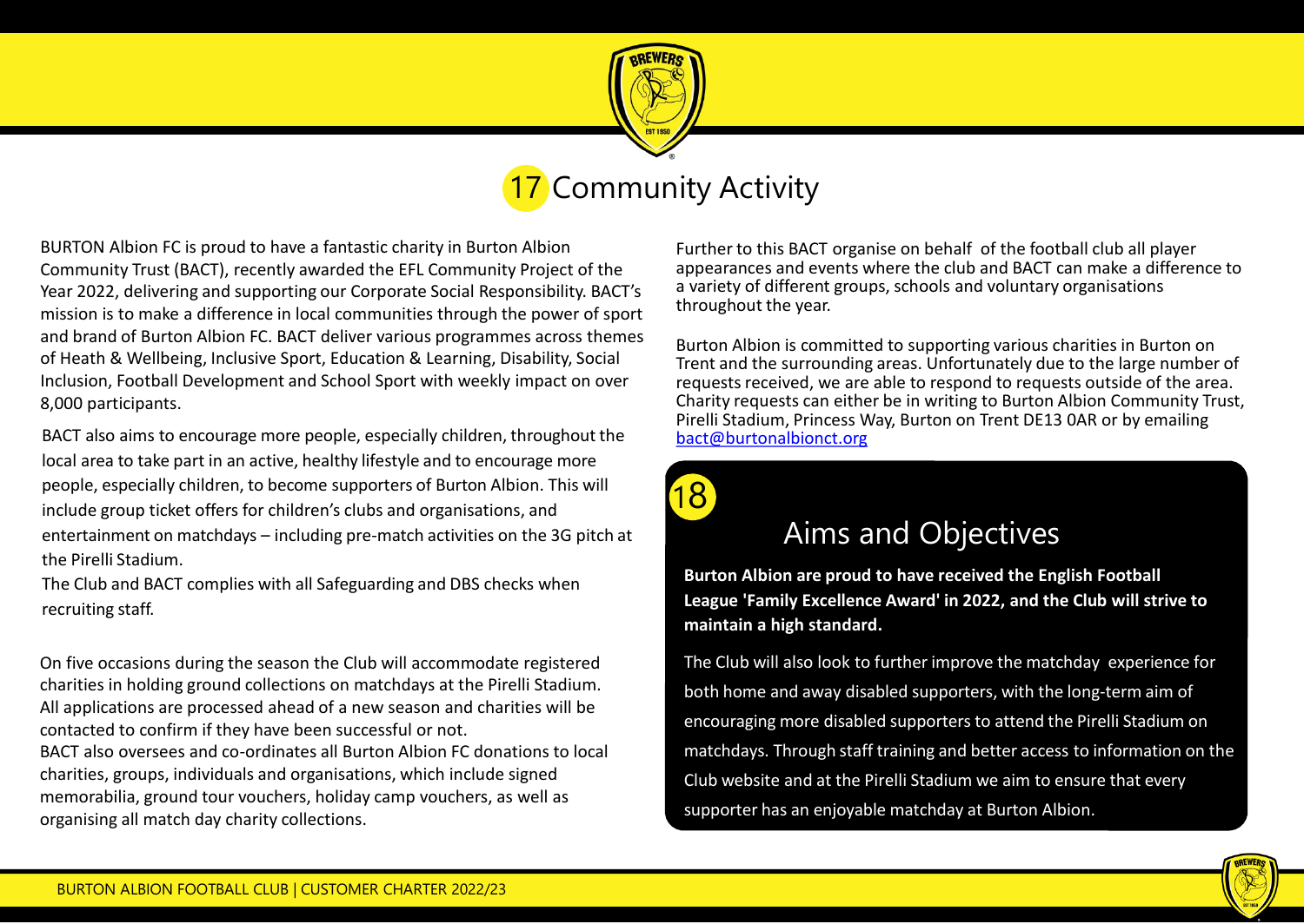## 17 Community Activity

BURTON Albion FC is proud to have a fantastic charity in Burton Albion Community Trust (BACT), recently awarded the EFL Community Project of the Year 2022, delivering and supporting our Corporate Social Responsibility. BACT's mission is to make a difference in local communities through the power of sport and brand of Burton Albion FC. BACT deliver various programmes across themes of Heath & Wellbeing, Inclusive Sport, Education & Learning, Disability, Social Inclusion, Football Development and School Sport with weekly impact on over 8,000 participants.

BACT also aims to encourage more people, especially children, throughout the local area to take part in an active, healthy lifestyle and to encourage more people, especially children, to become supporters of Burton Albion. This will include group ticket offers for children's clubs and organisations, and entertainment on matchdays – including pre-match activities on the 3G pitch at the Pirelli Stadium.

The Club and BACT complies with all Safeguarding and DBS checks when recruiting staff.

On five occasions during the season the Club will accommodate registered charities in holding ground collections on matchdays at the Pirelli Stadium. All applications are processed ahead of a new season and charities will be contacted to confirm if they have been successful or not.

BACT also oversees and co-ordinates all Burton Albion FC donations to local charities, groups, individuals and organisations, which include signed memorabilia, ground tour vouchers, holiday camp vouchers, as well as organising all match day charity collections.

Further to this BACT organise on behalf of the football club all player appearances and events where the club and BACT can make a difference to a variety of different groups, schools and voluntary organisations throughout the year.

Burton Albion is committed to supporting various charities in Burton on Trent and the surrounding areas. Unfortunately due to the large number of requests received, we are able to respond to requests outside of the area. Charity requests can either be in writing to Burton Albion Community Trust, Pirelli Stadium, Princess Way, Burton on Trent DE13 0AR or by emailing bact@burtonalbionct.org

## 18 Aims and Objectives

**Burton Albion are proud to have received the English Football League 'Family Excellence Award' in 2022, and the Club will strive to maintain a high standard.**

The Club will also look to further improve the matchday experience for both home and away disabled supporters, with the long-term aim of encouraging more disabled supporters to attend the Pirelli Stadium on matchdays. Through staff training and better access to information on the Club website and at the Pirelli Stadium we aim to ensure that every supporter has an enjoyable matchday at Burton Albion.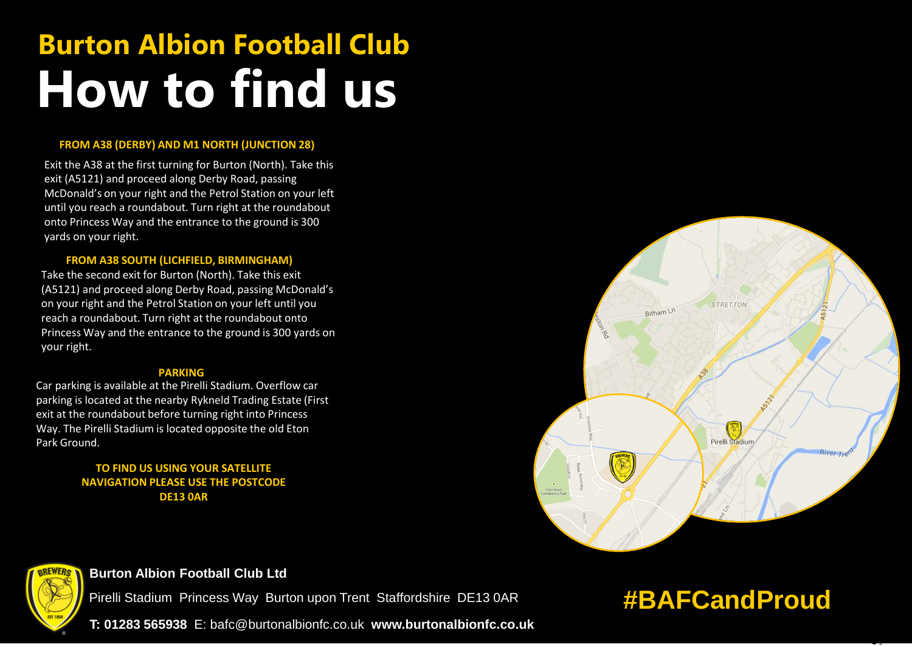# Burton Albion Football Club

# How to find us

### FROM A38 (DERBY) AND M1 NORTH (JUNCTION 28)

Exit the A38 at the first turning for Burton (North). Take this exit (A5121) and proceed along Derby Road, passing McDonald's on your right and the Petrol Station on your left until you reach a roundabout. Turn right at the roundabout onto Princess Way and the entrance to the ground is 300 yards on your right.

### FROM A38 SOUTH (LICHFIELD, BIRMINGHAM)

Take the second exit for Burton (North). Take this exit (A5121) and proceed along Derby Road, passing McDonald's on your right and the Petrol Station on your left until you reach a roundabout. Turn right at the roundabout onto Princess Way and the entrance to the ground is 300 yards on your right.

### PARKING

Car parking is available at the Pirelli Stadium. Overflow car parking is located at the nearby Rykneld Trading Estate (First exit at the roundabout before turning right into Princess Way. The Pirelli Stadium is located opposite the old Eton Park Ground.

**TO FIND US USING YOUR SATELLITE NAVIGATION PLEASE USE THE POSTCODE DE13 0AR**

**Burton Albion Football Club Ltd**

Pirelli Stadium Princess Way Burton upon Trent Staffordshire DE13 0AR

**T: 01283 565938** E: bafc@burtonalbionfc.co.uk **www.burtonalbionfc.co.uk**

**#BAFCandProud**